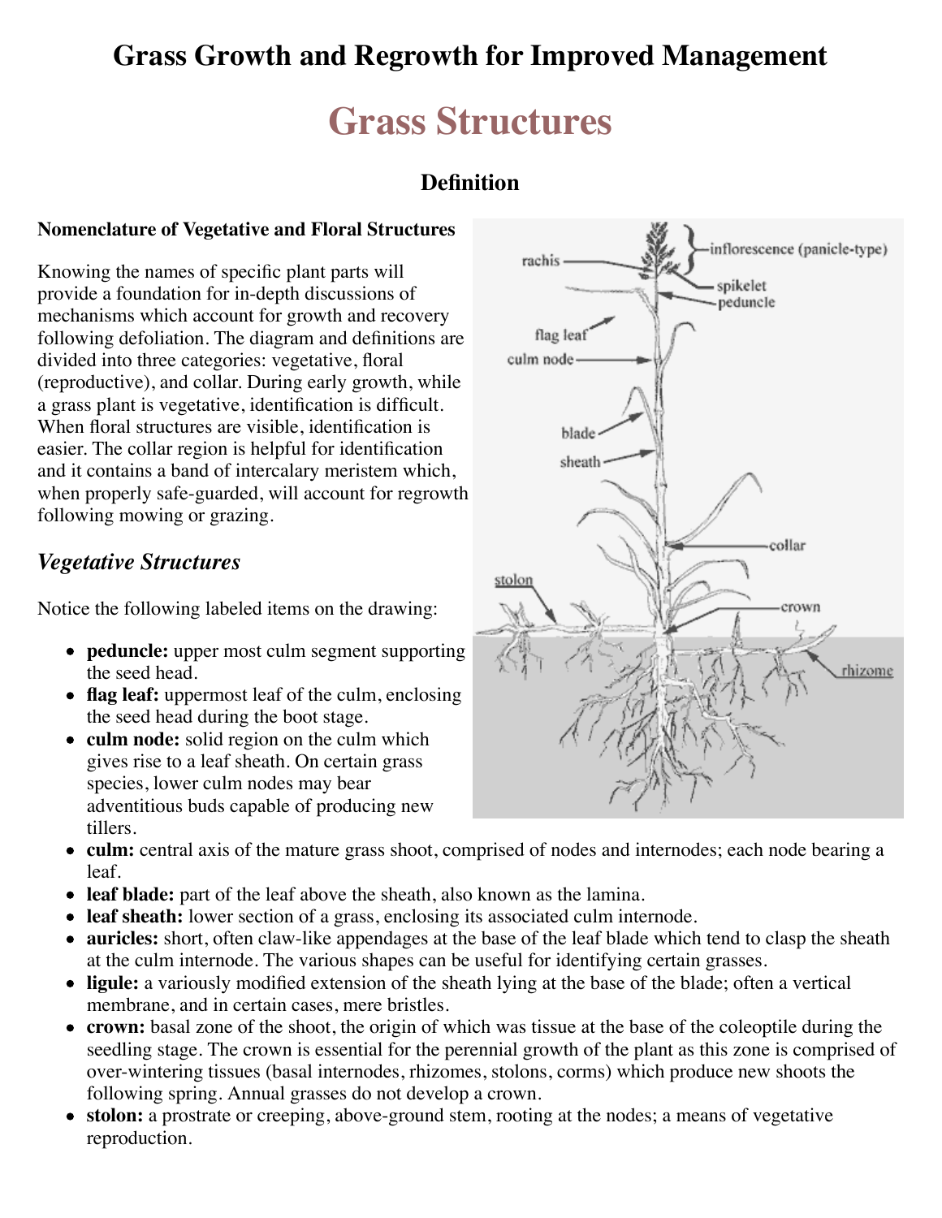# Grass Growth and Regrowth for Improved Management

## Grass Structures

### Definition

**Nomenclature of Vegetative and Floral Structures**

Knowing the names of specific plant parts will provide a foundation for in-depth discussions of mechanisms which account for growth and recovery following defoliation. The diagram and definitions are divided into three categories: vegetative, floral (reproductive), and collar. During early growth, while a grass plant is vegetative, identification is difficult. When floral structures are visible, identification is easier. The collar region is helpful for identification and it contains a band of intercalary meristem which, when properly safe-guarded, will account for regrowth following mowing or grazing.

### *Vegetative Structures*

Notice the following labeled items on the drawing:

- **peduncle:** upper most culm segment supporting the seed head.
- **flag leaf:** uppermost leaf of the culm, enclosing the seed head during the boot stage.
- **culm node:** solid region on the culm which gives rise to a leaf sheath. On certain grass species, lower culm nodes may bear adventitious buds capable of producing new tillers.
- **culm:** central axis of the mature grass shoot, comprised of nodes and internodes; each node bearing a leaf.
- **leaf blade:** part of the leaf above the sheath, also known as the lamina.
- **leaf sheath:** lower section of a grass, enclosing its associated culm internode.
- **auricles:** short, often claw-like appendages at the base of the leaf blade which tend to clasp the sheath at the culm internode. The various shapes can be useful for identifying certain grasses.
- **ligule:** a variously modified extension of the sheath lying at the base of the blade; often a vertical membrane, and in certain cases, mere bristles.
- **crown:** basal zone of the shoot, the origin of which was tissue at the base of the coleoptile during the seedling stage. The crown is essential for the perennial growth of the plant as this zone is comprised of over-wintering tissues (basal internodes, rhizomes, stolons, corms) which produce new shoots the following spring. Annual grasses do not develop a crown.
- **stolon:** a prostrate or creeping, above-ground stem, rooting at the nodes; a means of vegetative reproduction.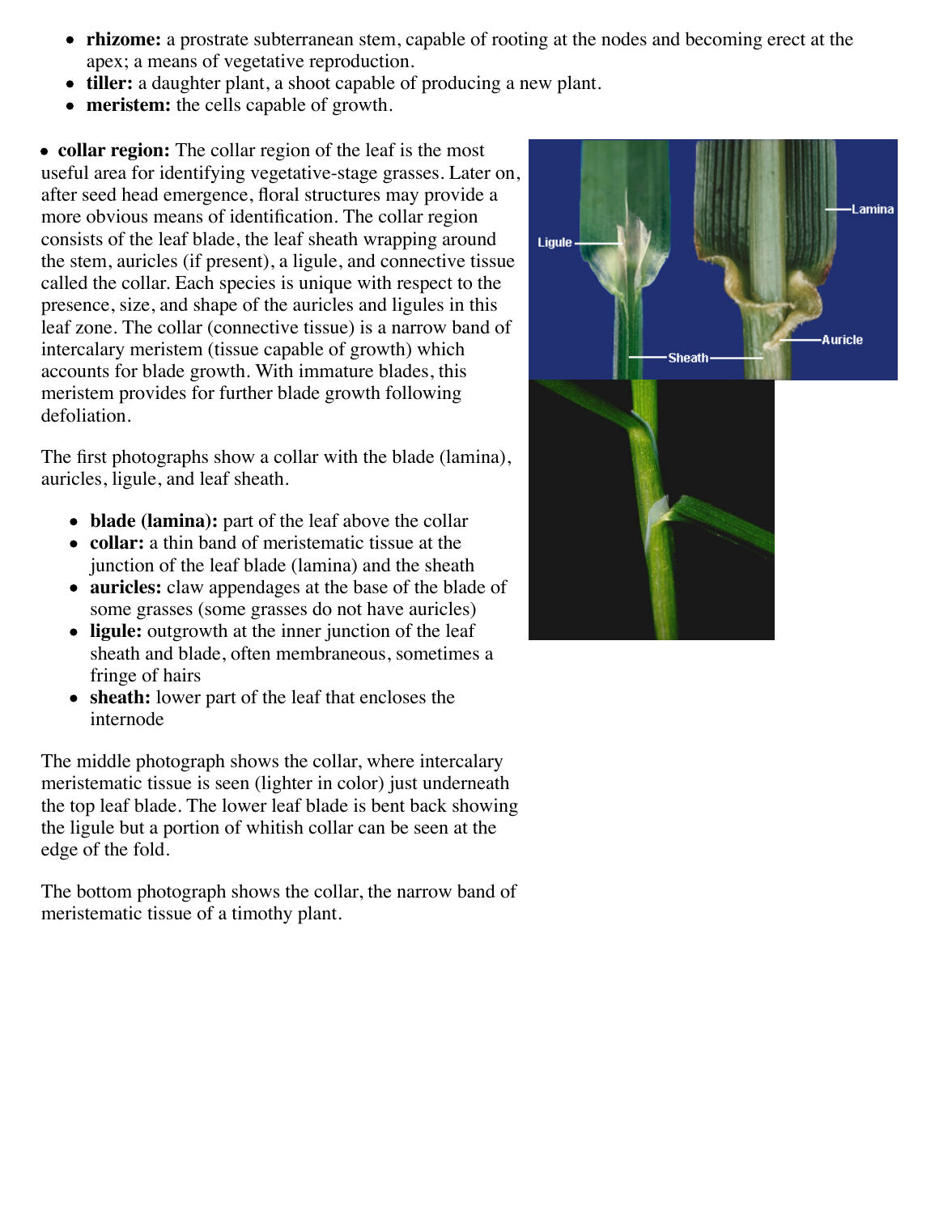- **rhizome:** a prostrate subterranean stem, capable of rooting at the nodes and becoming erect at the apex; a means of vegetative reproduction.
- **tiller:** a daughter plant, a shoot capable of producing a new plant.
- **meristem:** the cells capable of growth.

- **collar region:** The collar region of the leaf is the most useful area for identifying vegetative-stage grasses. Later on, after seed head emergence, floral structures may provide a more obvious means of identification. The collar region consists of the leaf blade, the leaf sheath wrapping around the stem, auricles (if present), a ligule, and connective tissue called the collar. Each species is unique with respect to the presence, size, and shape of the auricles and ligules in this leaf zone. The collar (connective tissue) is a narrow band of intercalary meristem (tissue capable of growth) which accounts for blade growth. With immature blades, this meristem provides for further blade growth following defoliation.

The first photographs show a collar with the blade (lamina), auricles, ligule, and leaf sheath.

- **blade (lamina):** part of the leaf above the collar
- **collar:** a thin band of meristematic tissue at the junction of the leaf blade (lamina) and the sheath
- **auricles:** claw appendages at the base of the blade of some grasses (some grasses do not have auricles)
- **ligule:** outgrowth at the inner junction of the leaf sheath and blade, often membraneous, sometimes a fringe of hairs
- **sheath:** lower part of the leaf that encloses the internode

The middle photograph shows the collar, where intercalary meristematic tissue is seen (lighter in color) just underneath the top leaf blade. The lower leaf blade is bent back showing the ligule but a portion of whitish collar can be seen at the edge of the fold.

The bottom photograph shows the collar, the narrow band of meristematic tissue of a timothy plant.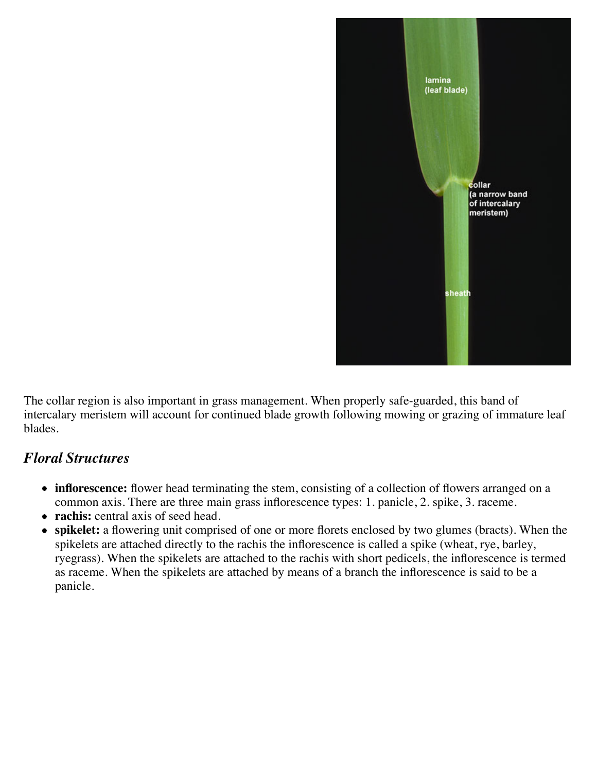The collar region is also important in grass management. When properly safe-guarded, this band of intercalary meristem will account for continued blade growth following mowing or grazing of immature leaf blades.

### *Floral Structures*

- **inflorescence:** flower head terminating the stem, consisting of a collection of flowers arranged on a common axis. There are three main grass inflorescence types: 1. panicle, 2. spike, 3. raceme.
- **rachis:** central axis of seed head.
- **spikelet:** a flowering unit comprised of one or more florets enclosed by two glumes (bracts). When the spikelets are attached directly to the rachis the inflorescence is called a spike (wheat, rye, barley, ryegrass). When the spikelets are attached to the rachis with short pedicels, the inflorescence is termed as raceme. When the spikelets are attached by means of a branch the inflorescence is said to be a panicle.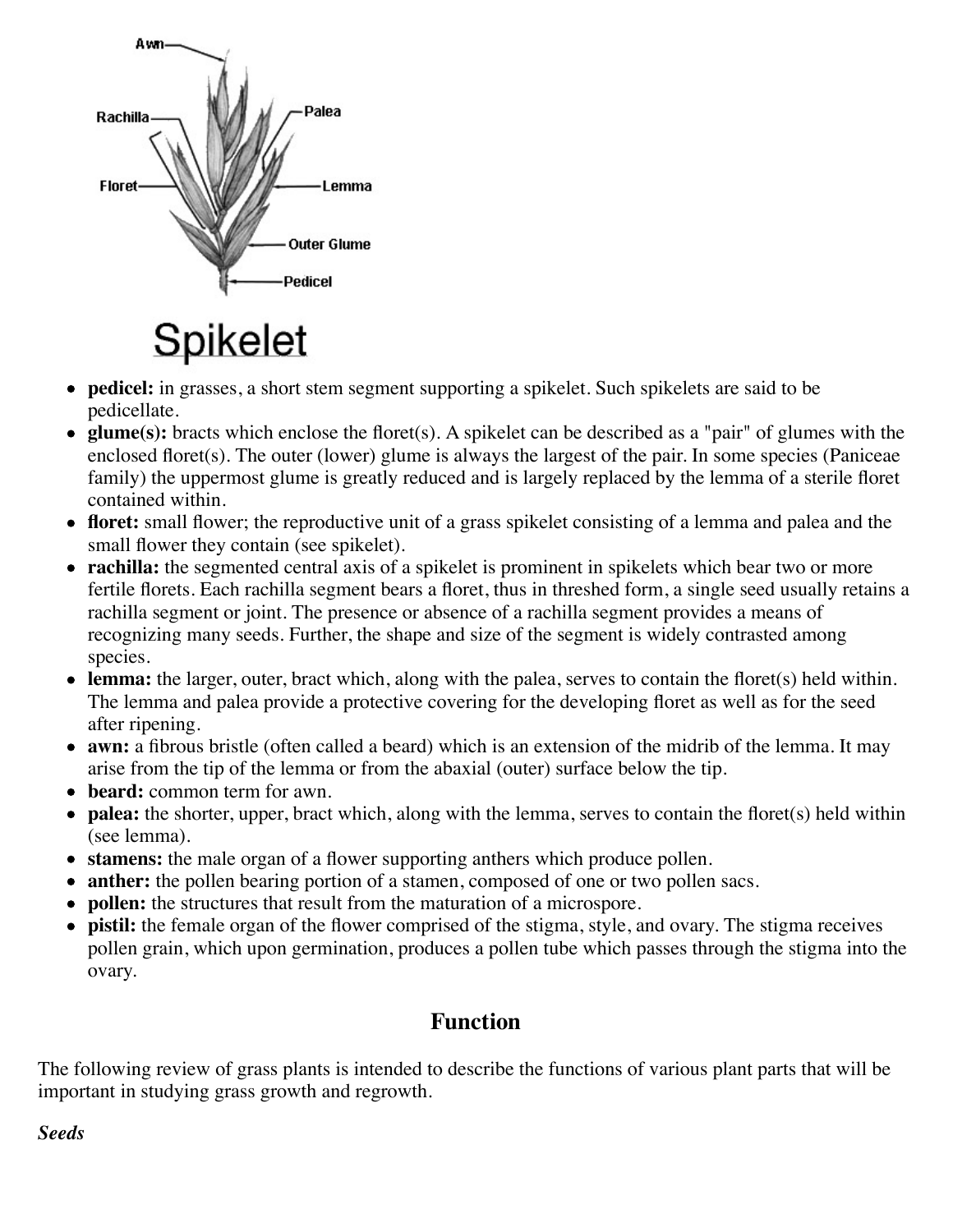- **pedicel:** in grasses, a short stem segment supporting a spikelet. Such spikelets are said to be pedicellate.
- **glume(s):** bracts which enclose the floret(s). A spikelet can be described as a "pair" of glumes with the enclosed floret(s). The outer (lower) glume is always the largest of the pair. In some species (Paniceae family) the uppermost glume is greatly reduced and is largely replaced by the lemma of a sterile floret contained within.
- **floret:** small flower; the reproductive unit of a grass spikelet consisting of a lemma and palea and the small flower they contain (see spikelet).
- **rachilla:** the segmented central axis of a spikelet is prominent in spikelets which bear two or more fertile florets. Each rachilla segment bears a floret, thus in threshed form, a single seed usually retains a rachilla segment or joint. The presence or absence of a rachilla segment provides a means of recognizing many seeds. Further, the shape and size of the segment is widely contrasted among species.
- **lemma:** the larger, outer, bract which, along with the palea, serves to contain the floret(s) held within. The lemma and palea provide a protective covering for the developing floret as well as for the seed after ripening.
- **awn:** a fibrous bristle (often called a beard) which is an extension of the midrib of the lemma. It may arise from the tip of the lemma or from the abaxial (outer) surface below the tip.
- **beard:** common term for awn.
- **palea:** the shorter, upper, bract which, along with the lemma, serves to contain the floret(s) held within (see lemma).
- **stamens:** the male organ of a flower supporting anthers which produce pollen.
- **anther:** the pollen bearing portion of a stamen, composed of one or two pollen sacs.
- **pollen:** the structures that result from the maturation of a microspore.
- **pistil:** the female organ of the flower comprised of the stigma, style, and ovary. The stigma receives pollen grain, which upon germination, produces a pollen tube which passes through the stigma into the ovary.

## Function

The following review of grass plants is intended to describe the functions of various plant parts that will be important in studying grass growth and regrowth.

***Seeds***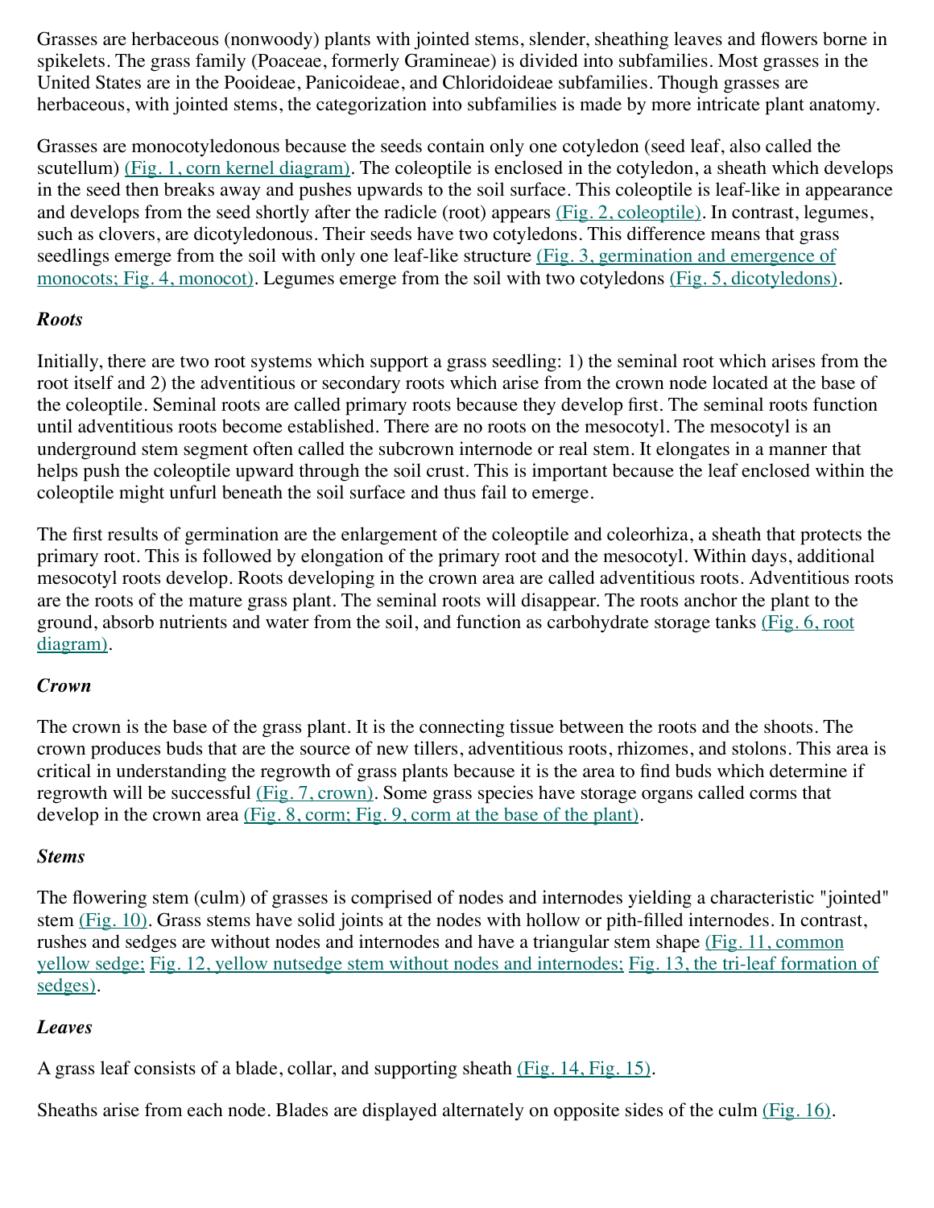Grasses are herbaceous (nonwoody) plants with jointed stems, slender, sheathing leaves and flowers borne in spikelets. The grass family (Poaceae, formerly Gramineae) is divided into subfamilies. Most grasses in the United States are in the Pooideae, Panicoideae, and Chloridoideae subfamilies. Though grasses are herbaceous, with jointed stems, the categorization into subfamilies is made by more intricate plant anatomy.

Grasses are monocotyledonous because the seeds contain only one cotyledon (seed leaf, also called the scutellum) (Fig. 1, corn kernel diagram). The coleoptile is enclosed in the cotyledon, a sheath which develops in the seed then breaks away and pushes upwards to the soil surface. This coleoptile is leaf-like in appearance and develops from the seed shortly after the radicle (root) appears (Fig. 2, coleoptile). In contrast, legumes, such as clovers, are dicotyledonous. Their seeds have two cotyledons. This difference means that grass seedlings emerge from the soil with only one leaf-like structure (Fig. 3, germination and emergence of monocots; Fig. 4, monocot). Legumes emerge from the soil with two cotyledons (Fig. 5, dicotyledons).

### *Roots*

Initially, there are two root systems which support a grass seedling: 1) the seminal root which arises from the root itself and 2) the adventitious or secondary roots which arise from the crown node located at the base of the coleoptile. Seminal roots are called primary roots because they develop first. The seminal roots function until adventitious roots become established. There are no roots on the mesocotyl. The mesocotyl is an underground stem segment often called the subcrown internode or real stem. It elongates in a manner that helps push the coleoptile upward through the soil crust. This is important because the leaf enclosed within the coleoptile might unfurl beneath the soil surface and thus fail to emerge.

The first results of germination are the enlargement of the coleoptile and coleorhiza, a sheath that protects the primary root. This is followed by elongation of the primary root and the mesocotyl. Within days, additional mesocotyl roots develop. Roots developing in the crown area are called adventitious roots. Adventitious roots are the roots of the mature grass plant. The seminal roots will disappear. The roots anchor the plant to the ground, absorb nutrients and water from the soil, and function as carbohydrate storage tanks (Fig. 6, root diagram).

### *Crown*

The crown is the base of the grass plant. It is the connecting tissue between the roots and the shoots. The crown produces buds that are the source of new tillers, adventitious roots, rhizomes, and stolons. This area is critical in understanding the regrowth of grass plants because it is the area to find buds which determine if regrowth will be successful (Fig. 7, crown). Some grass species have storage organs called corms that develop in the crown area (Fig. 8, corm; Fig. 9, corm at the base of the plant).

### *Stems*

The flowering stem (culm) of grasses is comprised of nodes and internodes yielding a characteristic "jointed" stem (Fig. 10). Grass stems have solid joints at the nodes with hollow or pith-filled internodes. In contrast, rushes and sedges are without nodes and internodes and have a triangular stem shape (Fig. 11, common yellow sedge; Fig. 12, yellow nutsedge stem without nodes and internodes; Fig. 13, the tri-leaf formation of sedges).

### *Leaves*

A grass leaf consists of a blade, collar, and supporting sheath (Fig. 14, Fig. 15).

Sheaths arise from each node. Blades are displayed alternately on opposite sides of the culm (Fig. 16).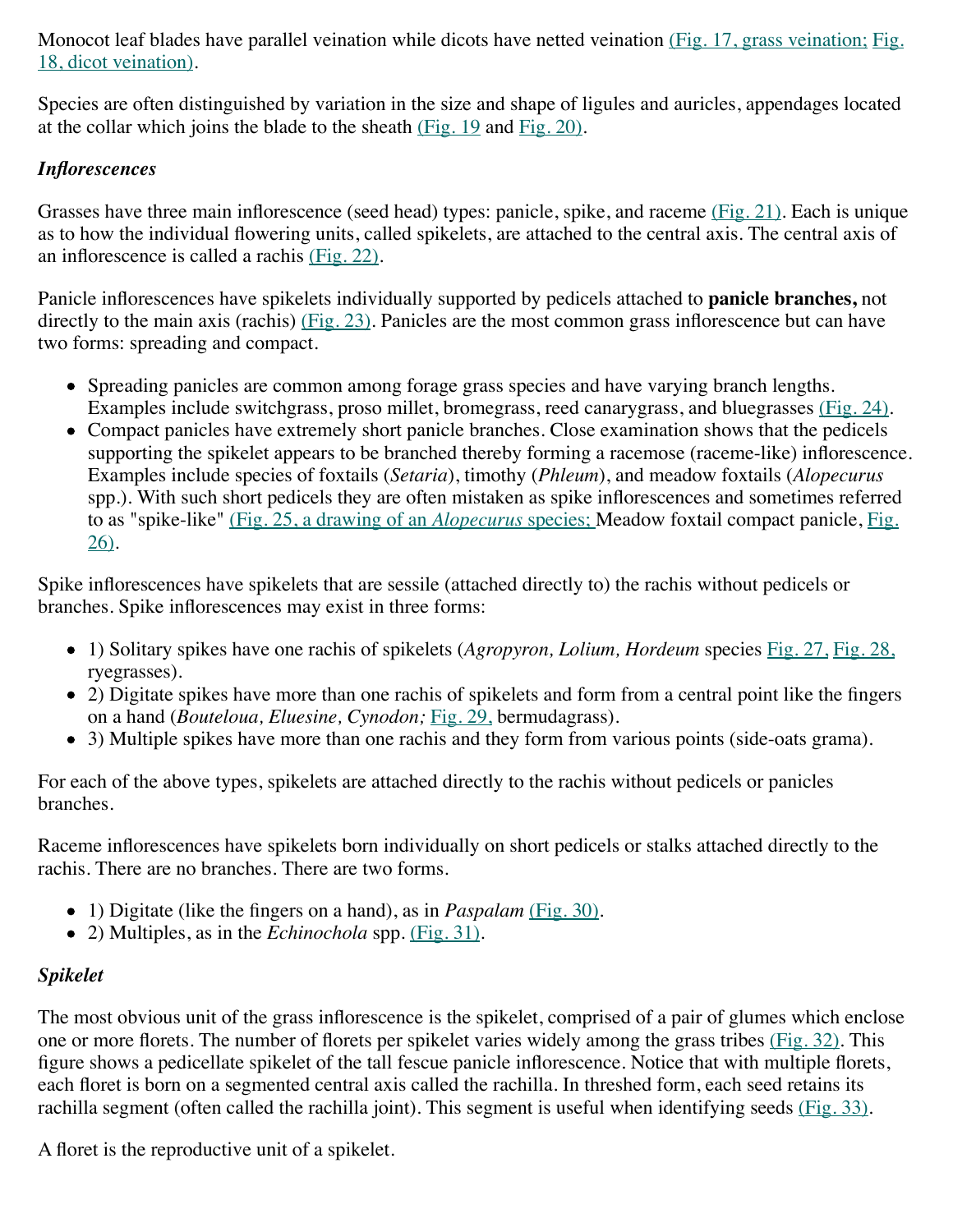Monocot leaf blades have parallel veination while dicots have netted veination (Fig. 17, grass veination; Fig. 18, dicot veination).

Species are often distinguished by variation in the size and shape of ligules and auricles, appendages located at the collar which joins the blade to the sheath (Fig. 19 and Fig. 20).

### *Inflorescences*

Grasses have three main inflorescence (seed head) types: panicle, spike, and raceme (Fig. 21). Each is unique as to how the individual flowering units, called spikelets, are attached to the central axis. The central axis of an inflorescence is called a rachis (Fig. 22).

Panicle inflorescences have spikelets individually supported by pedicels attached to **panicle branches,** not directly to the main axis (rachis) (Fig. 23). Panicles are the most common grass inflorescence but can have two forms: spreading and compact.

- Spreading panicles are common among forage grass species and have varying branch lengths. Examples include switchgrass, proso millet, bromegrass, reed canarygrass, and bluegrasses (Fig. 24).
- Compact panicles have extremely short panicle branches. Close examination shows that the pedicels supporting the spikelet appears to be branched thereby forming a racemose (raceme-like) inflorescence. Examples include species of foxtails (*Setaria*), timothy (*Phleum*), and meadow foxtails (*Alopecurus* spp.). With such short pedicels they are often mistaken as spike inflorescences and sometimes referred to as "spike-like" (Fig. 25, a drawing of an *Alopecurus* species; Meadow foxtail compact panicle, Fig. 26).

Spike inflorescences have spikelets that are sessile (attached directly to) the rachis without pedicels or branches. Spike inflorescences may exist in three forms:

- 1) Solitary spikes have one rachis of spikelets (*Agropyron, Lolium, Hordeum* species Fig. 27, Fig. 28, ryegrasses).
- 2) Digitate spikes have more than one rachis of spikelets and form from a central point like the fingers on a hand (*Bouteloua, Eluesine, Cynodon;* Fig. 29, bermudagrass).
- 3) Multiple spikes have more than one rachis and they form from various points (side-oats grama).

For each of the above types, spikelets are attached directly to the rachis without pedicels or panicles branches.

Raceme inflorescences have spikelets born individually on short pedicels or stalks attached directly to the rachis. There are no branches. There are two forms.

- 1) Digitate (like the fingers on a hand), as in *Paspalam* (Fig. 30).
- 2) Multiples, as in the *Echinochola* spp. (Fig. 31).

### *Spikelet*

The most obvious unit of the grass inflorescence is the spikelet, comprised of a pair of glumes which enclose one or more florets. The number of florets per spikelet varies widely among the grass tribes (Fig. 32). This figure shows a pedicellate spikelet of the tall fescue panicle inflorescence. Notice that with multiple florets, each floret is born on a segmented central axis called the rachilla. In threshed form, each seed retains its rachilla segment (often called the rachilla joint). This segment is useful when identifying seeds (Fig. 33).

A floret is the reproductive unit of a spikelet.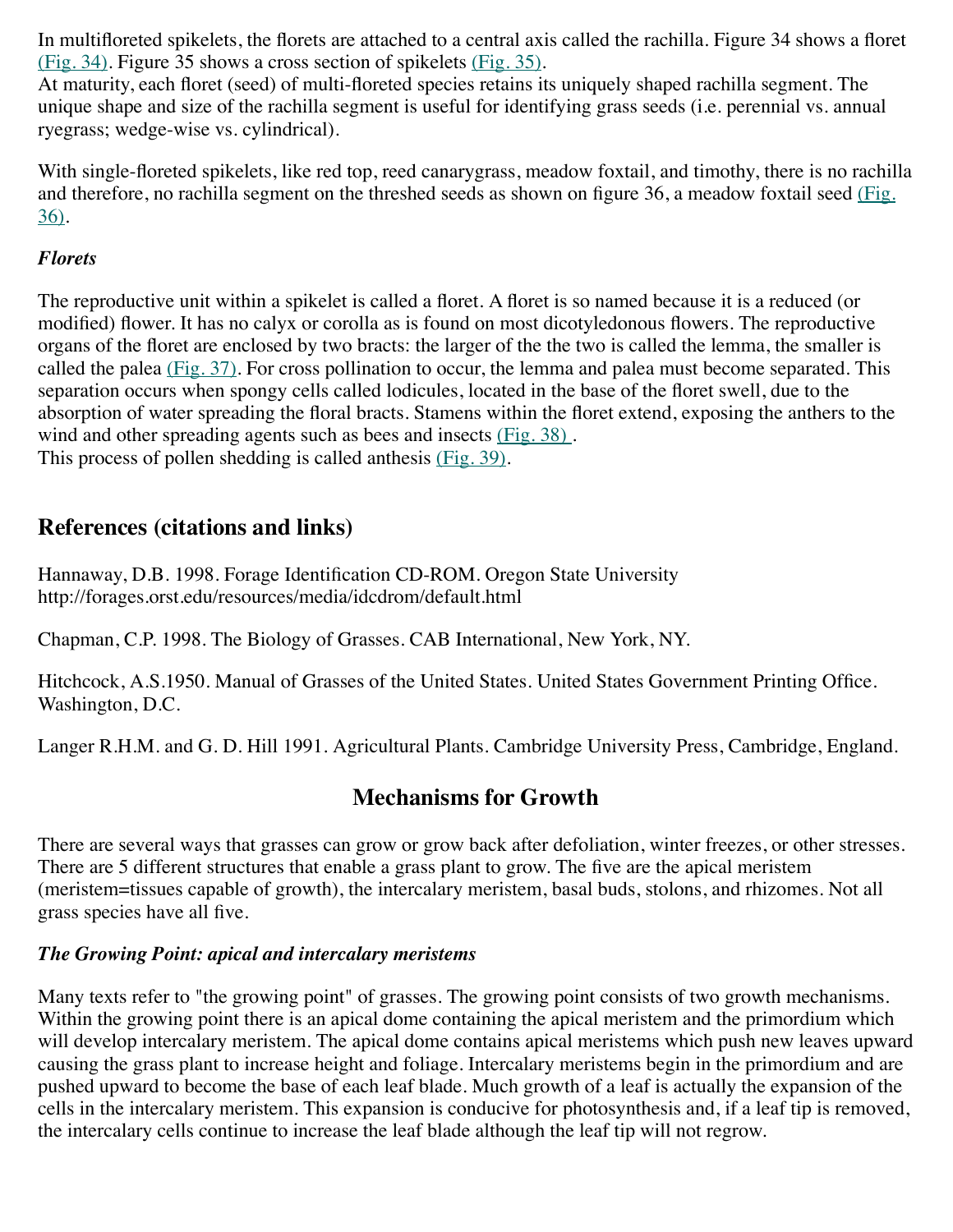In multifloreted spikelets, the florets are attached to a central axis called the rachilla. Figure 34 shows a floret (Fig. 34). Figure 35 shows a cross section of spikelets (Fig. 35).
At maturity, each floret (seed) of multi-floreted species retains its uniquely shaped rachilla segment. The unique shape and size of the rachilla segment is useful for identifying grass seeds (i.e. perennial vs. annual ryegrass; wedge-wise vs. cylindrical).

With single-floreted spikelets, like red top, reed canarygrass, meadow foxtail, and timothy, there is no rachilla and therefore, no rachilla segment on the threshed seeds as shown on figure 36, a meadow foxtail seed (Fig. 36).

***Florets***

The reproductive unit within a spikelet is called a floret. A floret is so named because it is a reduced (or modified) flower. It has no calyx or corolla as is found on most dicotyledonous flowers. The reproductive organs of the floret are enclosed by two bracts: the larger of the the two is called the lemma, the smaller is called the palea (Fig. 37). For cross pollination to occur, the lemma and palea must become separated. This separation occurs when spongy cells called lodicules, located in the base of the floret swell, due to the absorption of water spreading the floral bracts. Stamens within the floret extend, exposing the anthers to the wind and other spreading agents such as bees and insects (Fig. 38) .
This process of pollen shedding is called anthesis (Fig. 39).

## References (citations and links)

Hannaway, D.B. 1998. Forage Identification CD-ROM. Oregon State University http://forages.orst.edu/resources/media/idcdrom/default.html

Chapman, C.P. 1998. The Biology of Grasses. CAB International, New York, NY.

Hitchcock, A.S.1950. Manual of Grasses of the United States. United States Government Printing Office. Washington, D.C.

Langer R.H.M. and G. D. Hill 1991. Agricultural Plants. Cambridge University Press, Cambridge, England.

## Mechanisms for Growth

There are several ways that grasses can grow or grow back after defoliation, winter freezes, or other stresses. There are 5 different structures that enable a grass plant to grow. The five are the apical meristem (meristem=tissues capable of growth), the intercalary meristem, basal buds, stolons, and rhizomes. Not all grass species have all five.

***The Growing Point: apical and intercalary meristems***

Many texts refer to "the growing point" of grasses. The growing point consists of two growth mechanisms. Within the growing point there is an apical dome containing the apical meristem and the primordium which will develop intercalary meristem. The apical dome contains apical meristems which push new leaves upward causing the grass plant to increase height and foliage. Intercalary meristems begin in the primordium and are pushed upward to become the base of each leaf blade. Much growth of a leaf is actually the expansion of the cells in the intercalary meristem. This expansion is conducive for photosynthesis and, if a leaf tip is removed, the intercalary cells continue to increase the leaf blade although the leaf tip will not regrow.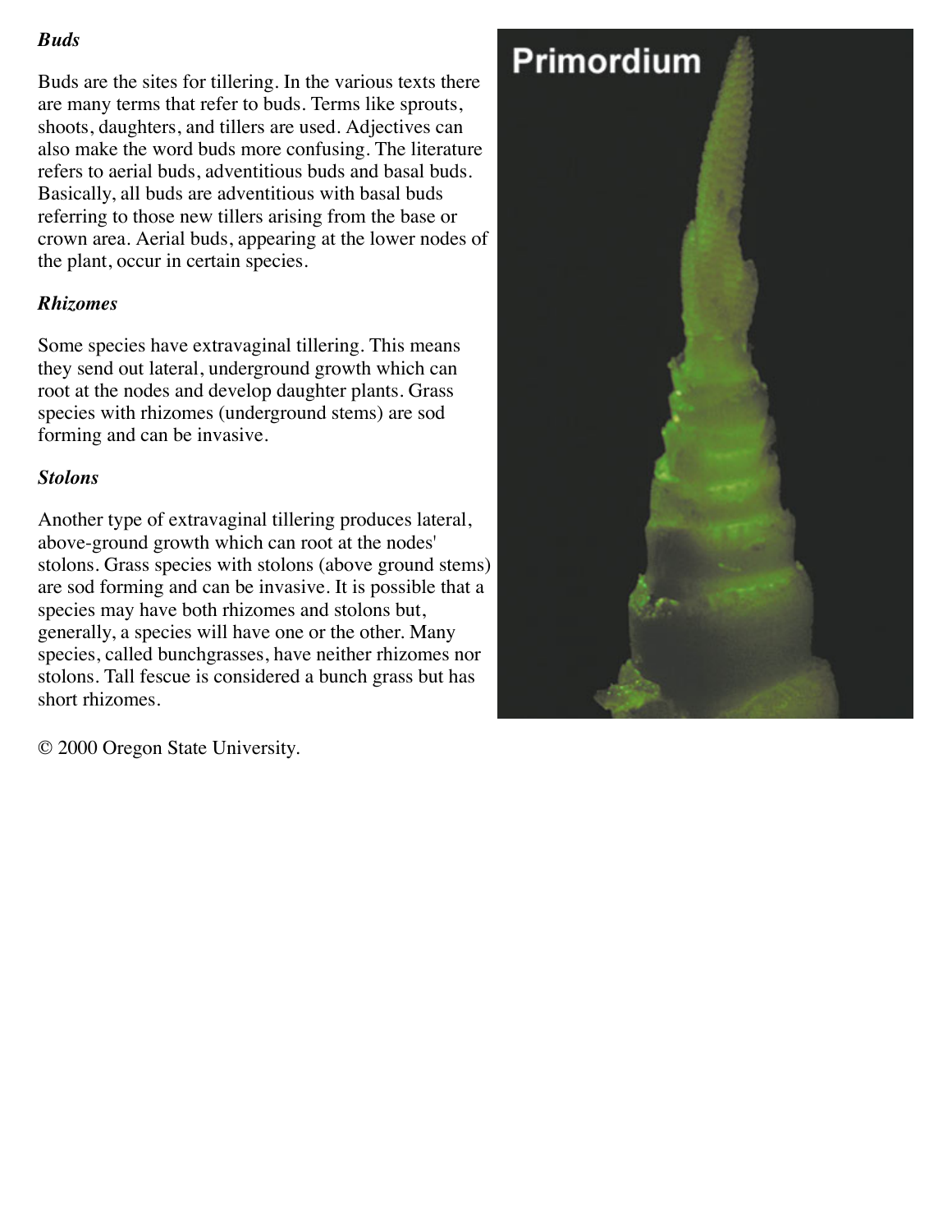***Buds***

Buds are the sites for tillering. In the various texts there are many terms that refer to buds. Terms like sprouts, shoots, daughters, and tillers are used. Adjectives can also make the word buds more confusing. The literature refers to aerial buds, adventitious buds and basal buds. Basically, all buds are adventitious with basal buds referring to those new tillers arising from the base or crown area. Aerial buds, appearing at the lower nodes of the plant, occur in certain species.

***Rhizomes***

Some species have extravaginal tillering. This means they send out lateral, underground growth which can root at the nodes and develop daughter plants. Grass species with rhizomes (underground stems) are sod forming and can be invasive.

***Stolons***

Another type of extravaginal tillering produces lateral, above-ground growth which can root at the nodes' stolons. Grass species with stolons (above ground stems) are sod forming and can be invasive. It is possible that a species may have both rhizomes and stolons but, generally, a species will have one or the other. Many species, called bunchgrasses, have neither rhizomes nor stolons. Tall fescue is considered a bunch grass but has short rhizomes.

© 2000 Oregon State University.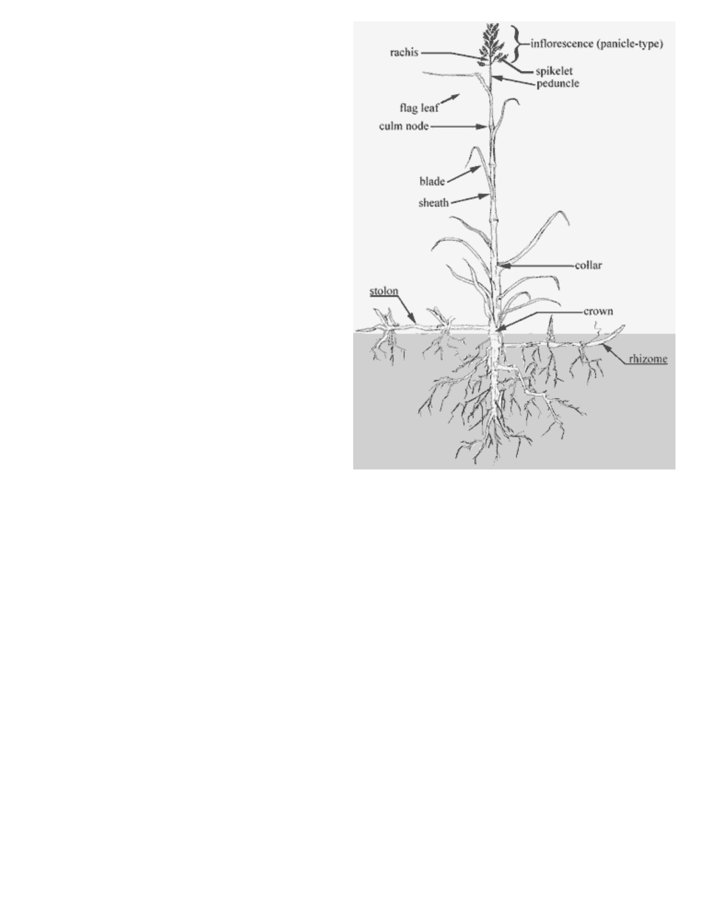rachis

inflorescence (panicle-type)

spikelet

peduncle

flag leaf

culm node

blade

sheath

collar

stolon

crown

rhizome